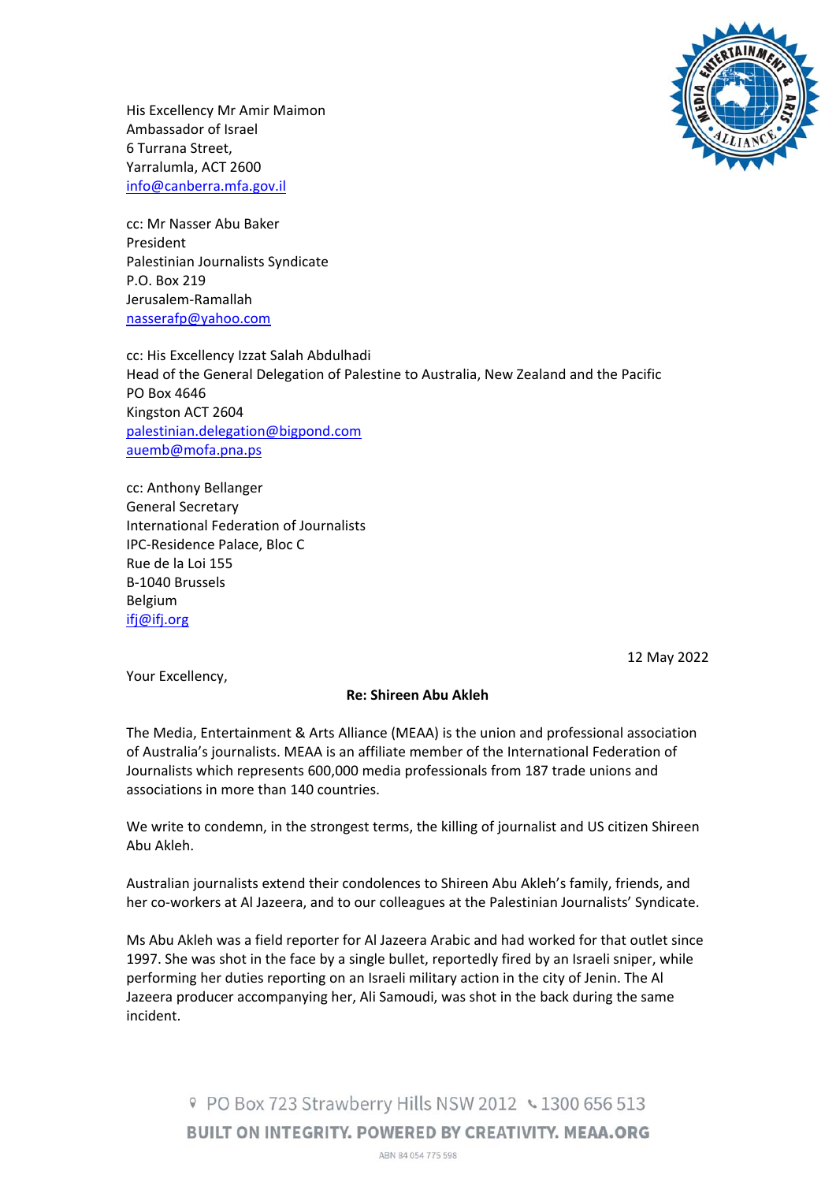His Excellency Mr Amir Maimon
Ambassador of Israel
6 Turrana Street,
Yarralumla, ACT 2600
info@canberra.mfa.gov.il

cc: Mr Nasser Abu Baker
President
Palestinian Journalists Syndicate
P.O. Box 219
Jerusalem-Ramallah
nasserafp@yahoo.com

cc: His Excellency Izzat Salah Abdulhadi
Head of the General Delegation of Palestine to Australia, New Zealand and the Pacific
PO Box 4646
Kingston ACT 2604
palestinian.delegation@bigpond.com
auemb@mofa.pna.ps

cc: Anthony Bellanger
General Secretary
International Federation of Journalists
IPC-Residence Palace, Bloc C
Rue de la Loi 155
B-1040 Brussels
Belgium
ifj@ifj.org

12 May 2022

Your Excellency,

**Re: Shireen Abu Akleh**

The Media, Entertainment & Arts Alliance (MEAA) is the union and professional association of Australia's journalists. MEAA is an affiliate member of the International Federation of Journalists which represents 600,000 media professionals from 187 trade unions and associations in more than 140 countries.

We write to condemn, in the strongest terms, the killing of journalist and US citizen Shireen Abu Akleh.

Australian journalists extend their condolences to Shireen Abu Akleh's family, friends, and her co-workers at Al Jazeera, and to our colleagues at the Palestinian Journalists' Syndicate.

Ms Abu Akleh was a field reporter for Al Jazeera Arabic and had worked for that outlet since 1997. She was shot in the face by a single bullet, reportedly fired by an Israeli sniper, while performing her duties reporting on an Israeli military action in the city of Jenin. The Al Jazeera producer accompanying her, Ali Samoudi, was shot in the back during the same incident.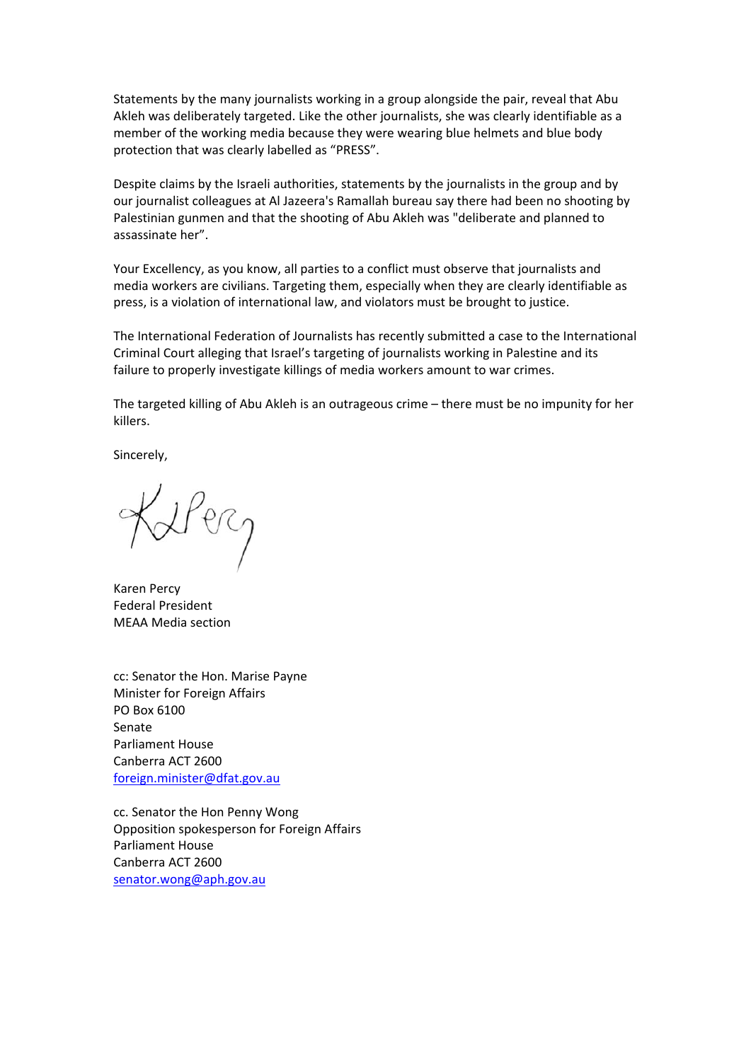Statements by the many journalists working in a group alongside the pair, reveal that Abu Akleh was deliberately targeted. Like the other journalists, she was clearly identifiable as a member of the working media because they were wearing blue helmets and blue body protection that was clearly labelled as "PRESS".

Despite claims by the Israeli authorities, statements by the journalists in the group and by our journalist colleagues at Al Jazeera's Ramallah bureau say there had been no shooting by Palestinian gunmen and that the shooting of Abu Akleh was "deliberate and planned to assassinate her".

Your Excellency, as you know, all parties to a conflict must observe that journalists and media workers are civilians. Targeting them, especially when they are clearly identifiable as press, is a violation of international law, and violators must be brought to justice.

The International Federation of Journalists has recently submitted a case to the International Criminal Court alleging that Israel's targeting of journalists working in Palestine and its failure to properly investigate killings of media workers amount to war crimes.

The targeted killing of Abu Akleh is an outrageous crime – there must be no impunity for her killers.

Sincerely,

Karen Percy
Federal President
MEAA Media section

cc: Senator the Hon. Marise Payne
Minister for Foreign Affairs
PO Box 6100
Senate
Parliament House
Canberra ACT 2600
foreign.minister@dfat.gov.au

cc. Senator the Hon Penny Wong
Opposition spokesperson for Foreign Affairs
Parliament House
Canberra ACT 2600
senator.wong@aph.gov.au